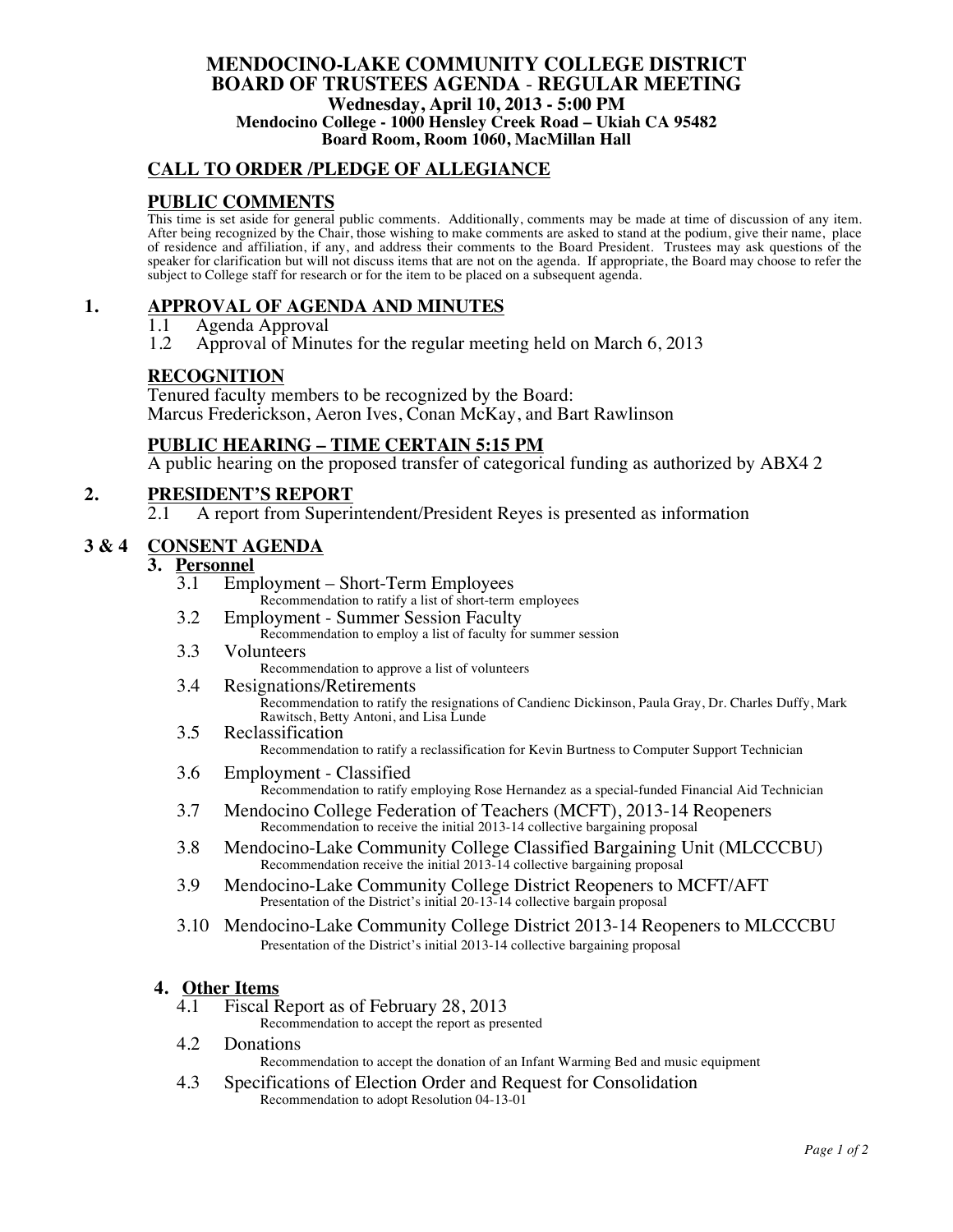# MENDOCINO-LAKE COMMUNITY COLLEGE DISTRICT
## BOARD OF TRUSTEES AGENDA - REGULAR MEETING
**Wednesday, April 10, 2013 - 5:00 PM**
**Mendocino College - 1000 Hensley Creek Road – Ukiah CA 95482**
**Board Room, Room 1060, MacMillan Hall**

## CALL TO ORDER /PLEDGE OF ALLEGIANCE

## PUBLIC COMMENTS

This time is set aside for general public comments. Additionally, comments may be made at time of discussion of any item. After being recognized by the Chair, those wishing to make comments are asked to stand at the podium, give their name, place of residence and affiliation, if any, and address their comments to the Board President. Trustees may ask questions of the speaker for clarification but will not discuss items that are not on the agenda. If appropriate, the Board may choose to refer the subject to College staff for research or for the item to be placed on a subsequent agenda.

## 1. APPROVAL OF AGENDA AND MINUTES

1.1 Agenda Approval
1.2 Approval of Minutes for the regular meeting held on March 6, 2013

## RECOGNITION

Tenured faculty members to be recognized by the Board:
Marcus Frederickson, Aeron Ives, Conan McKay, and Bart Rawlinson

## PUBLIC HEARING – TIME CERTAIN 5:15 PM

A public hearing on the proposed transfer of categorical funding as authorized by ABX4 2

## 2. PRESIDENT'S REPORT

2.1 A report from Superintendent/President Reyes is presented as information

## 3 & 4 CONSENT AGENDA

### 3. Personnel

3.1 Employment – Short-Term Employees
Recommendation to ratify a list of short-term employees

3.2 Employment - Summer Session Faculty
Recommendation to employ a list of faculty for summer session

3.3 Volunteers
Recommendation to approve a list of volunteers

3.4 Resignations/Retirements
Recommendation to ratify the resignations of Candienc Dickinson, Paula Gray, Dr. Charles Duffy, Mark Rawitsch, Betty Antoni, and Lisa Lunde

3.5 Reclassification
Recommendation to ratify a reclassification for Kevin Burtness to Computer Support Technician

3.6 Employment - Classified
Recommendation to ratify employing Rose Hernandez as a special-funded Financial Aid Technician

3.7 Mendocino College Federation of Teachers (MCFT), 2013-14 Reopeners
Recommendation to receive the initial 2013-14 collective bargaining proposal

3.8 Mendocino-Lake Community College Classified Bargaining Unit (MLCCCBU)
Recommendation receive the initial 2013-14 collective bargaining proposal

3.9 Mendocino-Lake Community College District Reopeners to MCFT/AFT
Presentation of the District's initial 20-13-14 collective bargain proposal

3.10 Mendocino-Lake Community College District 2013-14 Reopeners to MLCCCBU
Presentation of the District's initial 2013-14 collective bargaining proposal

### 4. Other Items

4.1 Fiscal Report as of February 28, 2013
Recommendation to accept the report as presented

4.2 Donations
Recommendation to accept the donation of an Infant Warming Bed and music equipment

4.3 Specifications of Election Order and Request for Consolidation
Recommendation to adopt Resolution 04-13-01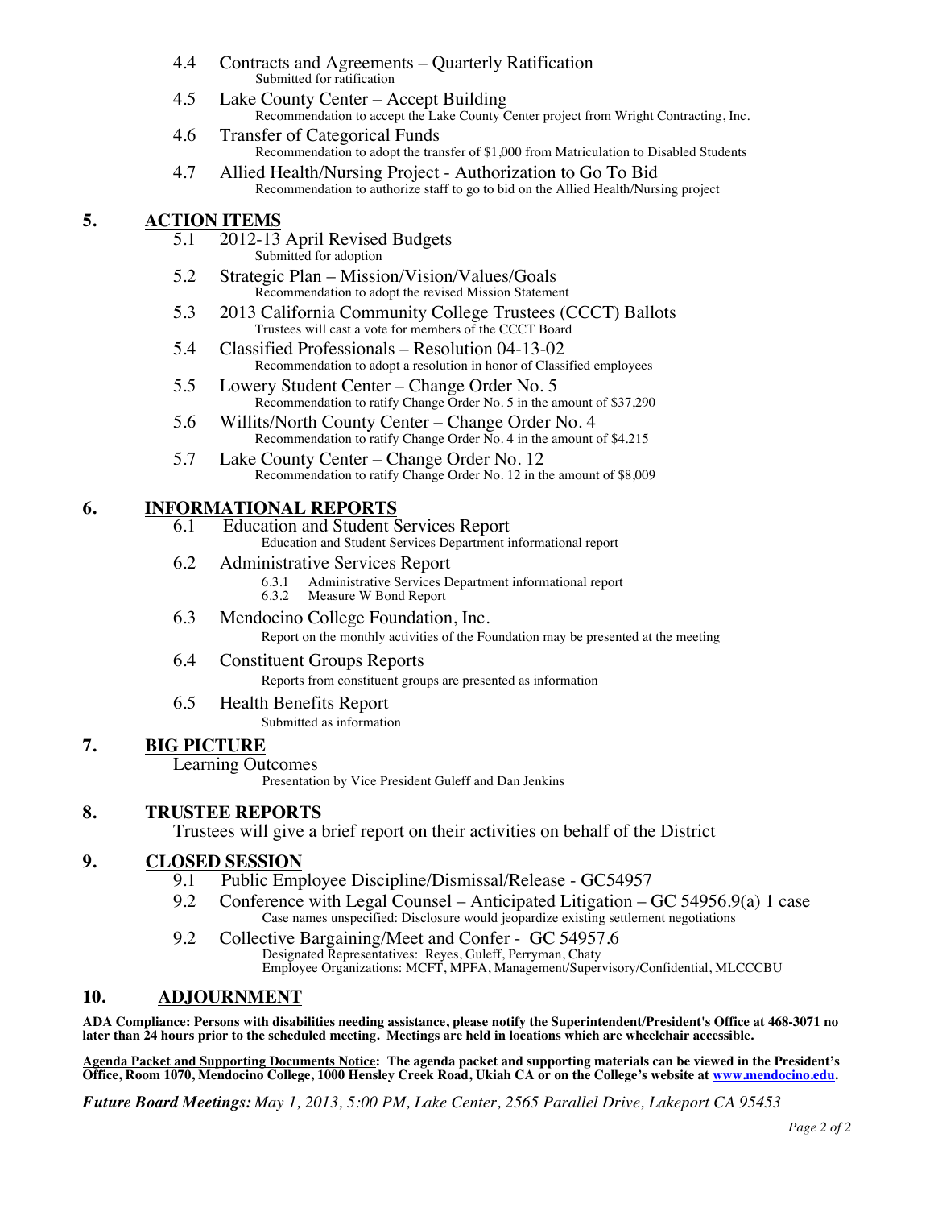4.4 Contracts and Agreements – Quarterly Ratification
Submitted for ratification

4.5 Lake County Center – Accept Building
Recommendation to accept the Lake County Center project from Wright Contracting, Inc.

4.6 Transfer of Categorical Funds
Recommendation to adopt the transfer of $1,000 from Matriculation to Disabled Students

4.7 Allied Health/Nursing Project - Authorization to Go To Bid
Recommendation to authorize staff to go to bid on the Allied Health/Nursing project

## 5. ACTION ITEMS

5.1 2012-13 April Revised Budgets
Submitted for adoption

5.2 Strategic Plan – Mission/Vision/Values/Goals
Recommendation to adopt the revised Mission Statement

5.3 2013 California Community College Trustees (CCCT) Ballots
Trustees will cast a vote for members of the CCCT Board

5.4 Classified Professionals – Resolution 04-13-02
Recommendation to adopt a resolution in honor of Classified employees

5.5 Lowery Student Center – Change Order No. 5
Recommendation to ratify Change Order No. 5 in the amount of $37,290

5.6 Willits/North County Center – Change Order No. 4
Recommendation to ratify Change Order No. 4 in the amount of $4.215

5.7 Lake County Center – Change Order No. 12
Recommendation to ratify Change Order No. 12 in the amount of $8,009

## 6. INFORMATIONAL REPORTS

6.1 Education and Student Services Report
Education and Student Services Department informational report

6.2 Administrative Services Report
6.3.1 Administrative Services Department informational report
6.3.2 Measure W Bond Report

6.3 Mendocino College Foundation, Inc.
Report on the monthly activities of the Foundation may be presented at the meeting

6.4 Constituent Groups Reports
Reports from constituent groups are presented as information

6.5 Health Benefits Report
Submitted as information

## 7. BIG PICTURE

Learning Outcomes
Presentation by Vice President Guleff and Dan Jenkins

## 8. TRUSTEE REPORTS

Trustees will give a brief report on their activities on behalf of the District

## 9. CLOSED SESSION

9.1 Public Employee Discipline/Dismissal/Release - GC54957

9.2 Conference with Legal Counsel – Anticipated Litigation – GC 54956.9(a) 1 case
Case names unspecified: Disclosure would jeopardize existing settlement negotiations

9.2 Collective Bargaining/Meet and Confer - GC 54957.6
Designated Representatives: Reyes, Guleff, Perryman, Chaty
Employee Organizations: MCFT, MPFA, Management/Supervisory/Confidential, MLCCCBU

## 10. ADJOURNMENT

**ADA Compliance: Persons with disabilities needing assistance, please notify the Superintendent/President's Office at 468-3071 no later than 24 hours prior to the scheduled meeting. Meetings are held in locations which are wheelchair accessible.**

**Agenda Packet and Supporting Documents Notice: The agenda packet and supporting materials can be viewed in the President's Office, Room 1070, Mendocino College, 1000 Hensley Creek Road, Ukiah CA or on the College's website at www.mendocino.edu.**

***Future Board Meetings:*** *May 1, 2013, 5:00 PM, Lake Center, 2565 Parallel Drive, Lakeport CA 95453*